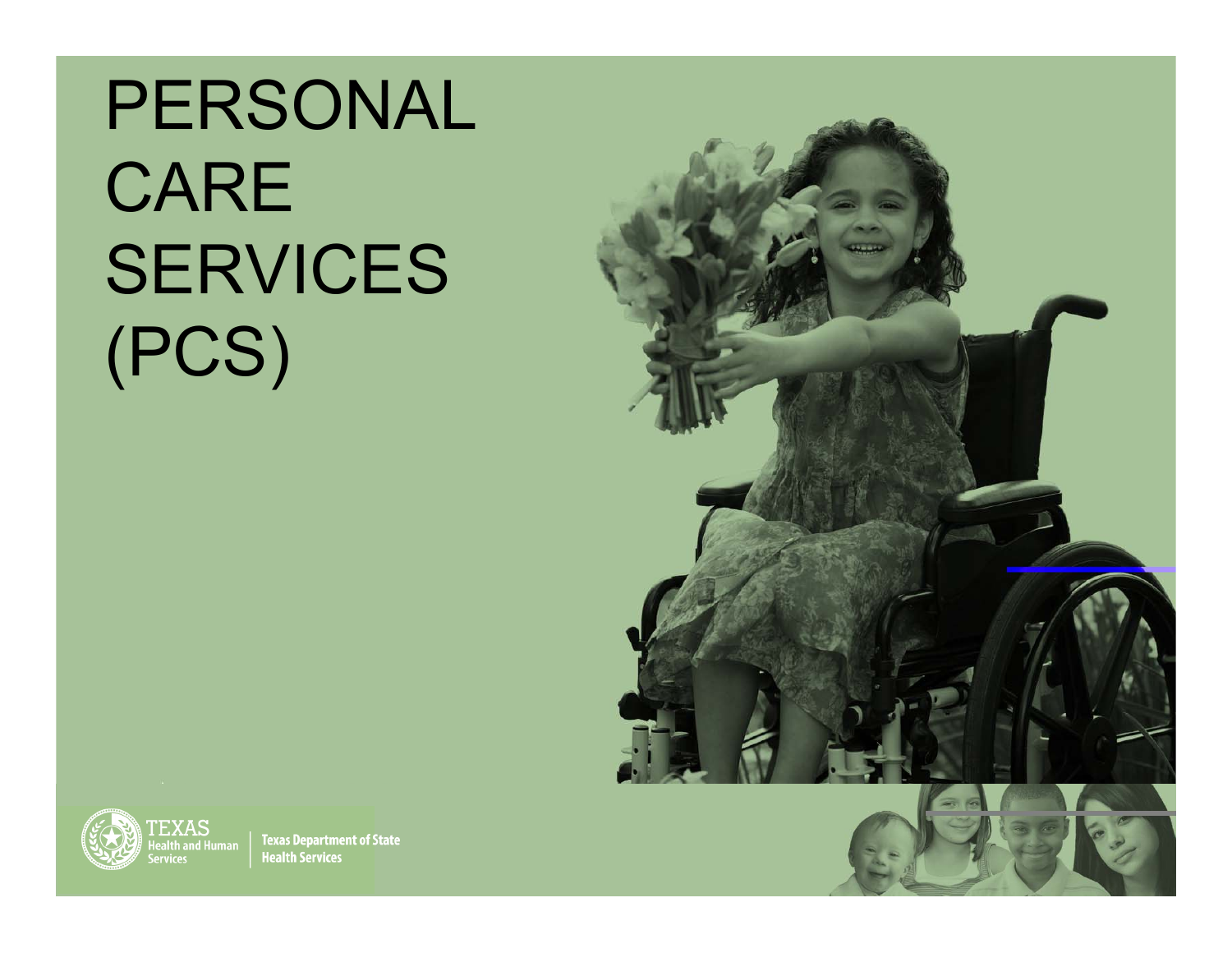# PERSONAL CARE SERVICES (PCS)

TEXAS Health and Human Services | Texas Department of State Health Services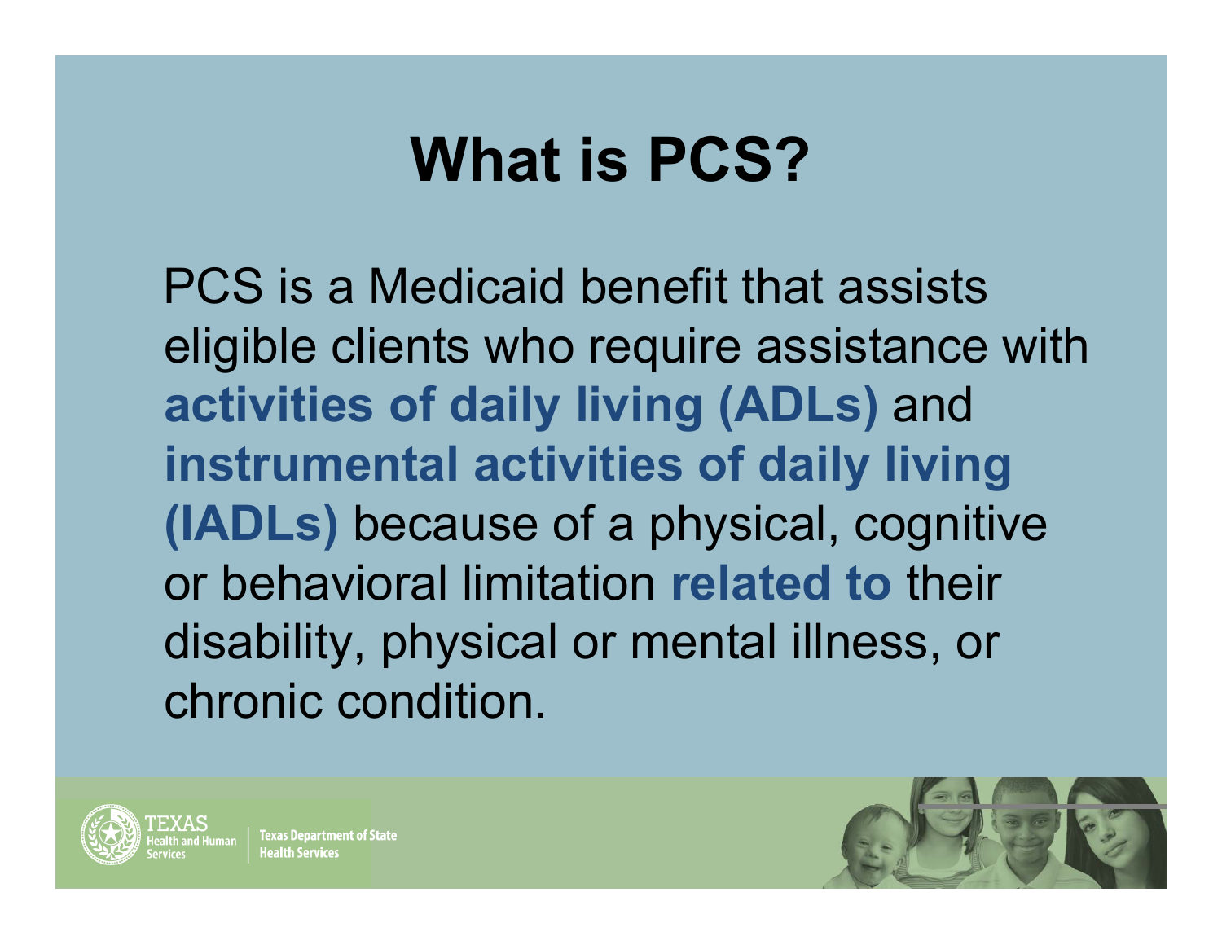# What is PCS?

PCS is a Medicaid benefit that assists eligible clients who require assistance with **activities of daily living (ADLs)** and **instrumental activities of daily living (IADLs)** because of a physical, cognitive or behavioral limitation **related to** their disability, physical or mental illness, or chronic condition.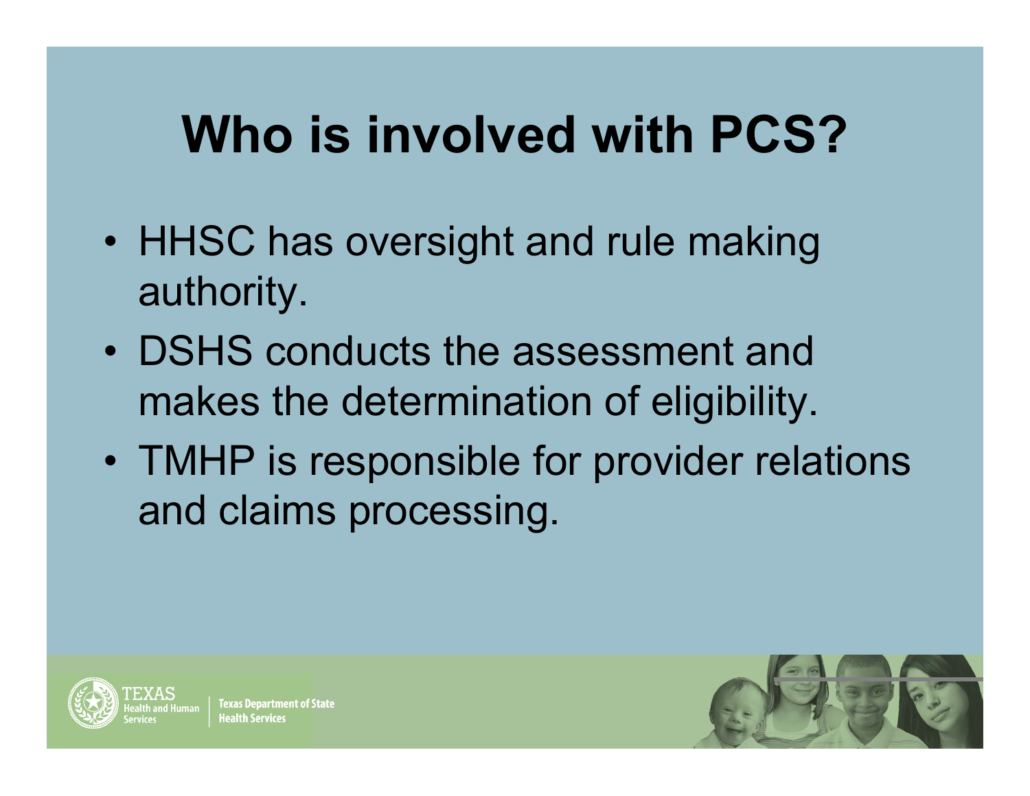# Who is involved with PCS?

- HHSC has oversight and rule making authority.
- DSHS conducts the assessment and makes the determination of eligibility.
- TMHP is responsible for provider relations and claims processing.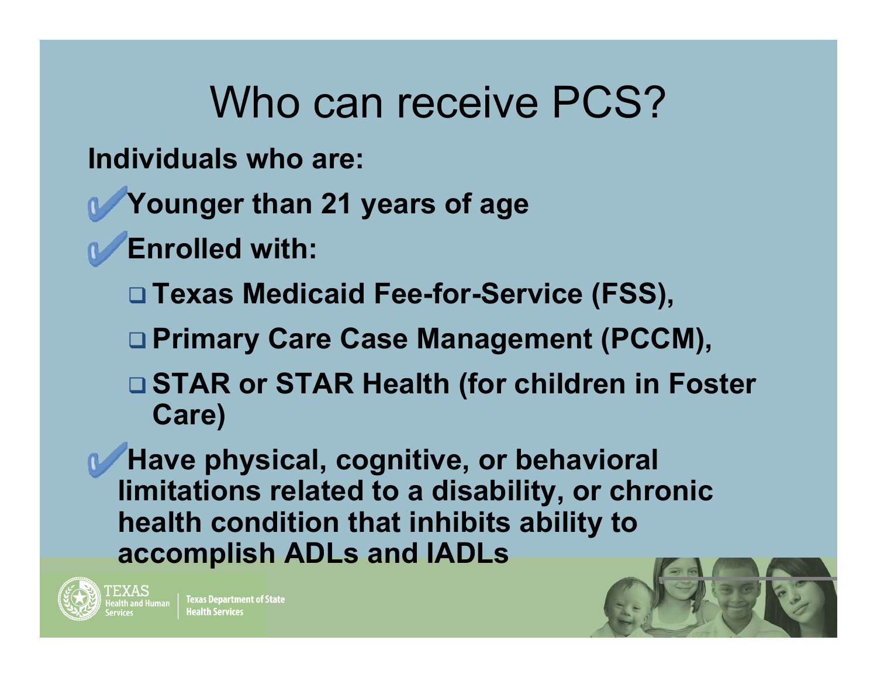# Who can receive PCS?

**Individuals who are:**

- ✔ **Younger than 21 years of age**
- ✔ **Enrolled with:**
  - **Texas Medicaid Fee-for-Service (FSS),**
  - **Primary Care Case Management (PCCM),**
  - **STAR or STAR Health (for children in Foster Care)**
- ✔ **Have physical, cognitive, or behavioral limitations related to a disability, or chronic health condition that inhibits ability to accomplish ADLs and IADLs**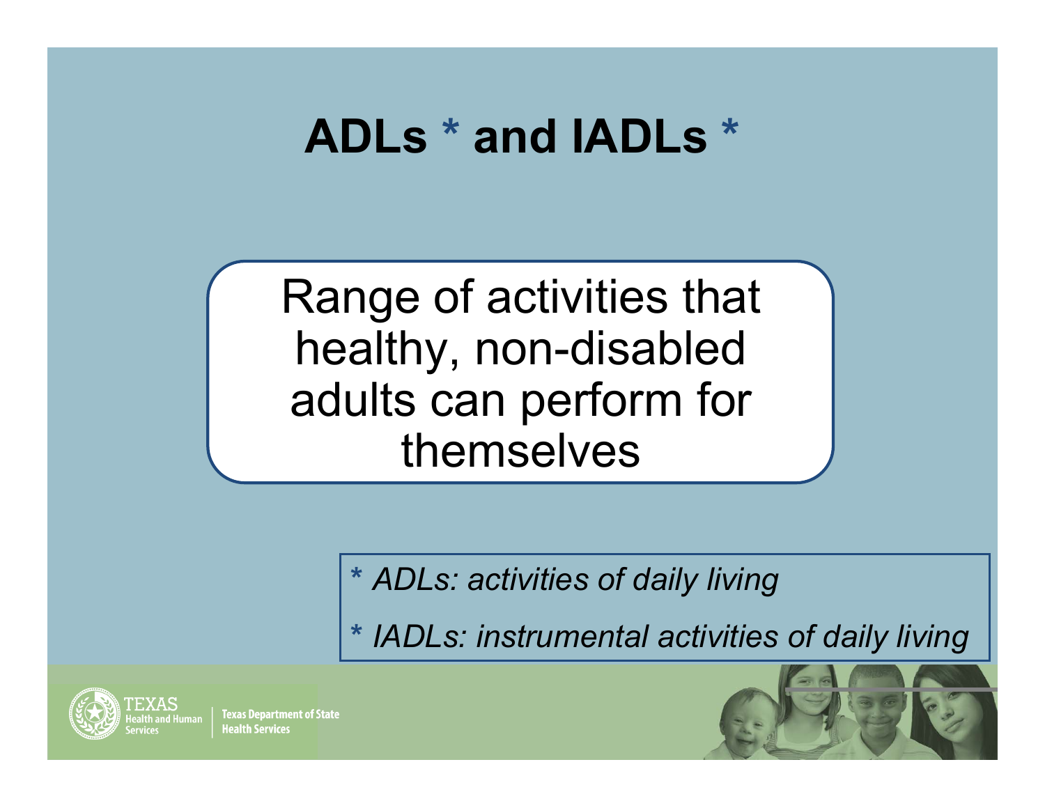# ADLs * and IADLs *

Range of activities that healthy, non-disabled adults can perform for themselves

*\* ADLs: activities of daily living*

*\* IADLs: instrumental activities of daily living*

TEXAS Health and Human Services | Texas Department of State Health Services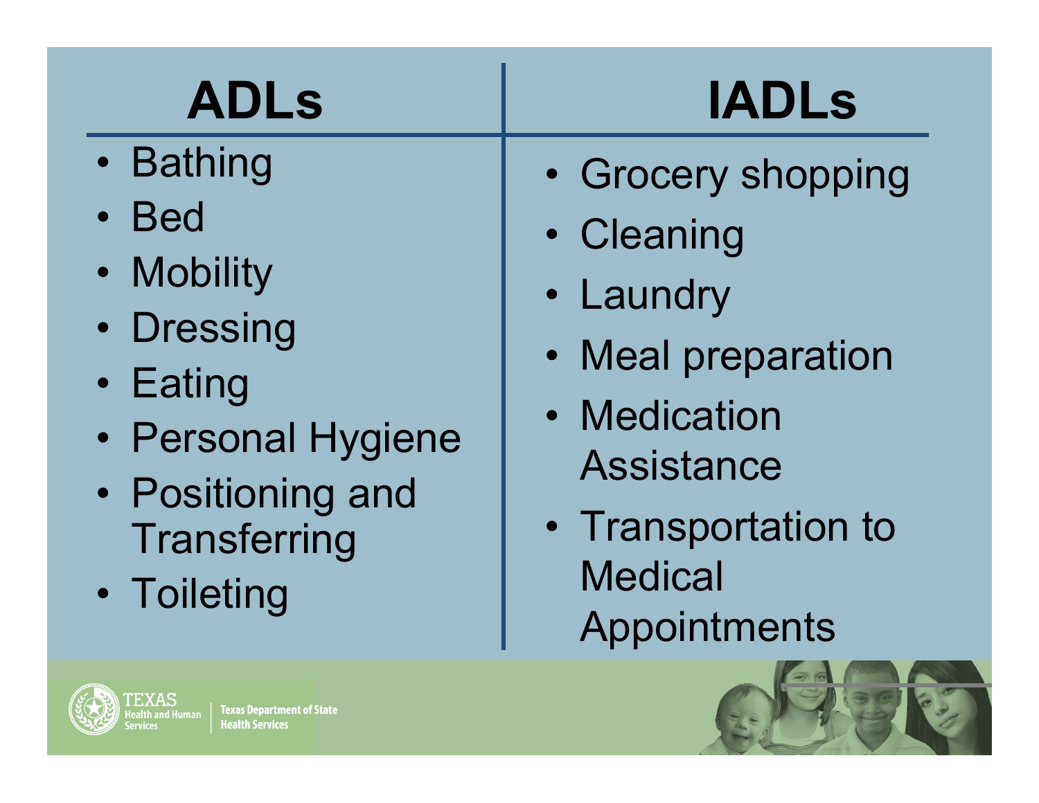| ADLs | IADLs |
| --- | --- |
| • Bathing<br>• Bed<br>• Mobility<br>• Dressing<br>• Eating<br>• Personal Hygiene<br>• Positioning and Transferring<br>• Toileting | • Grocery shopping<br>• Cleaning<br>• Laundry<br>• Meal preparation<br>• Medication Assistance<br>• Transportation to Medical Appointments |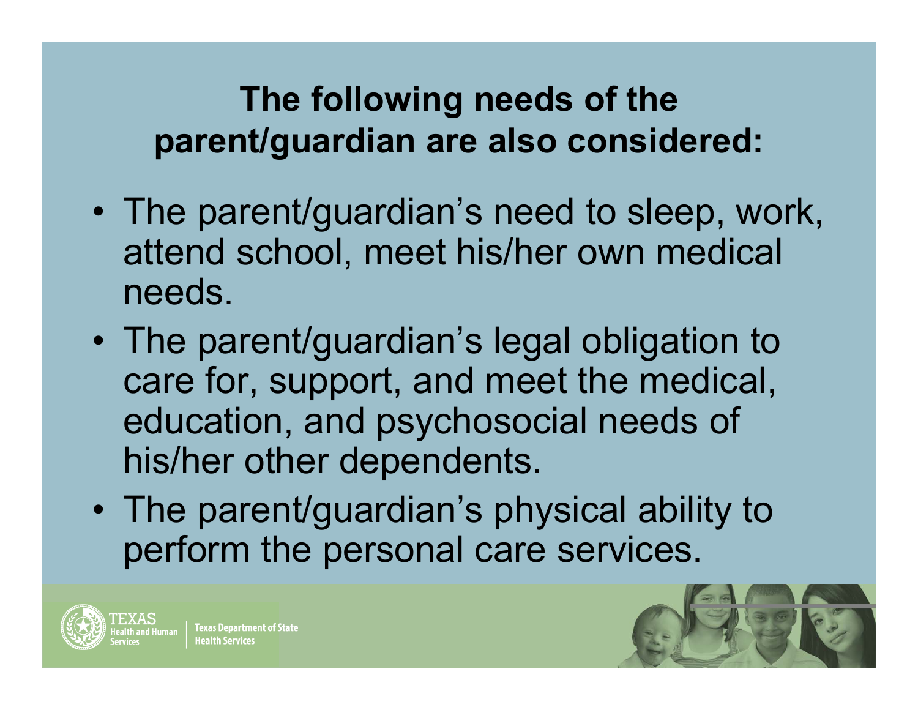## The following needs of the parent/guardian are also considered:

- The parent/guardian's need to sleep, work, attend school, meet his/her own medical needs.
- The parent/guardian's legal obligation to care for, support, and meet the medical, education, and psychosocial needs of his/her other dependents.
- The parent/guardian's physical ability to perform the personal care services.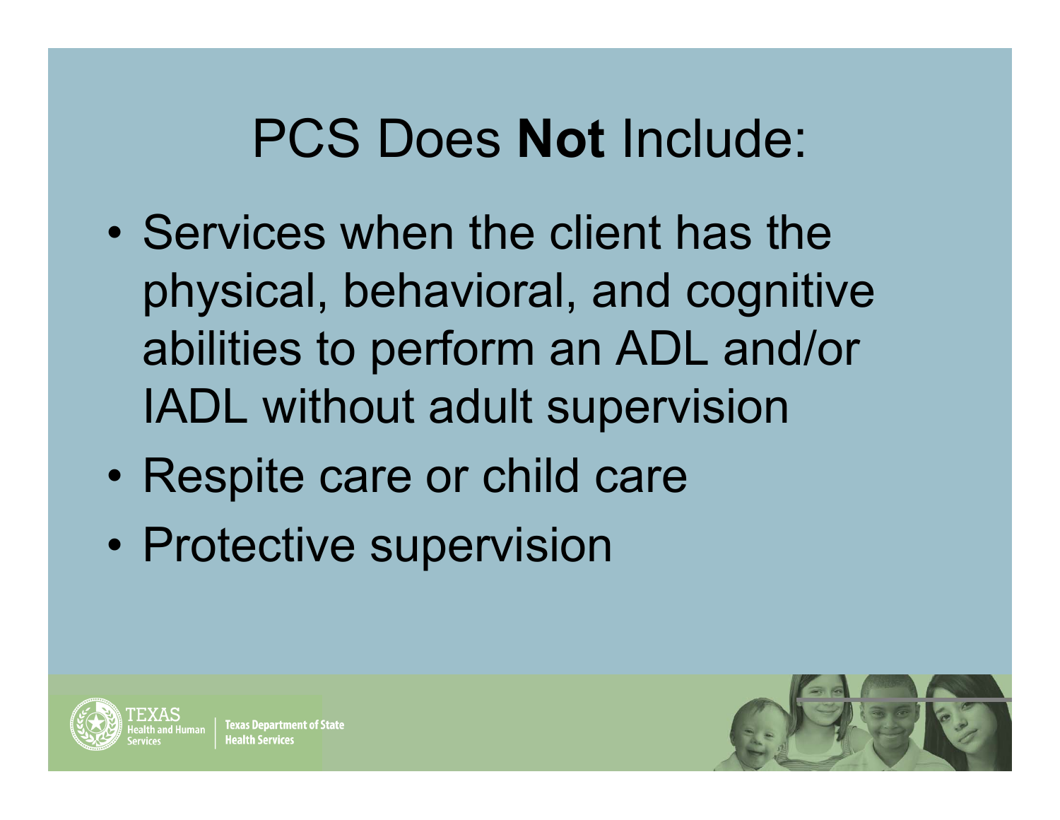# PCS Does **Not** Include:

- Services when the client has the physical, behavioral, and cognitive abilities to perform an ADL and/or IADL without adult supervision
- Respite care or child care
- Protective supervision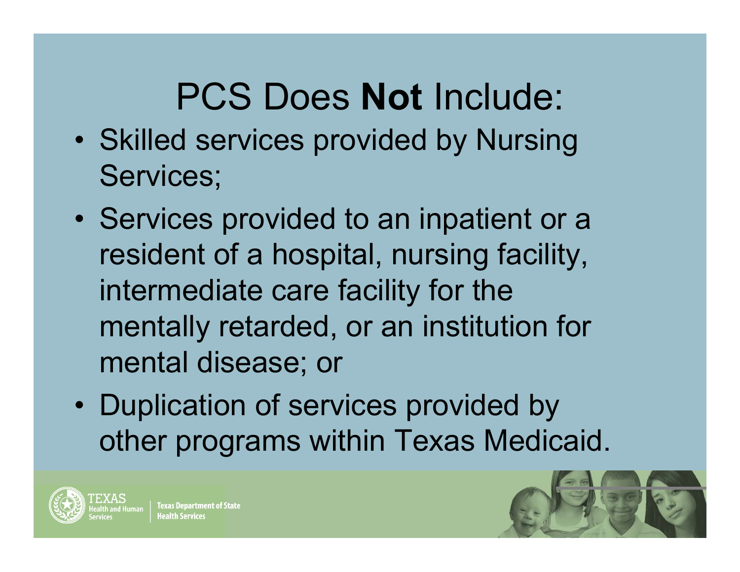# PCS Does **Not** Include:

- Skilled services provided by Nursing Services;
- Services provided to an inpatient or a resident of a hospital, nursing facility, intermediate care facility for the mentally retarded, or an institution for mental disease; or
- Duplication of services provided by other programs within Texas Medicaid.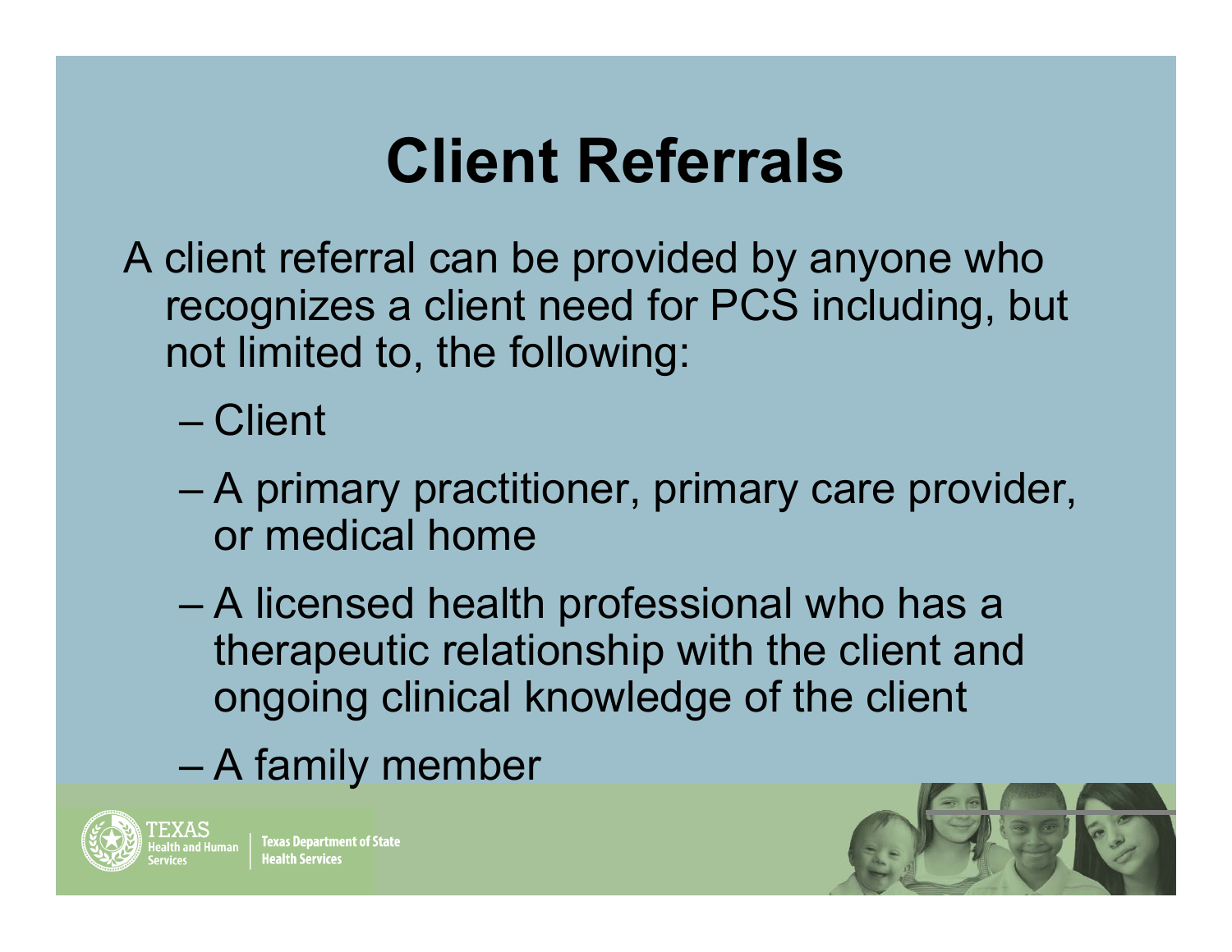# Client Referrals

A client referral can be provided by anyone who recognizes a client need for PCS including, but not limited to, the following:

- Client
- A primary practitioner, primary care provider, or medical home
- A licensed health professional who has a therapeutic relationship with the client and ongoing clinical knowledge of the client
- A family member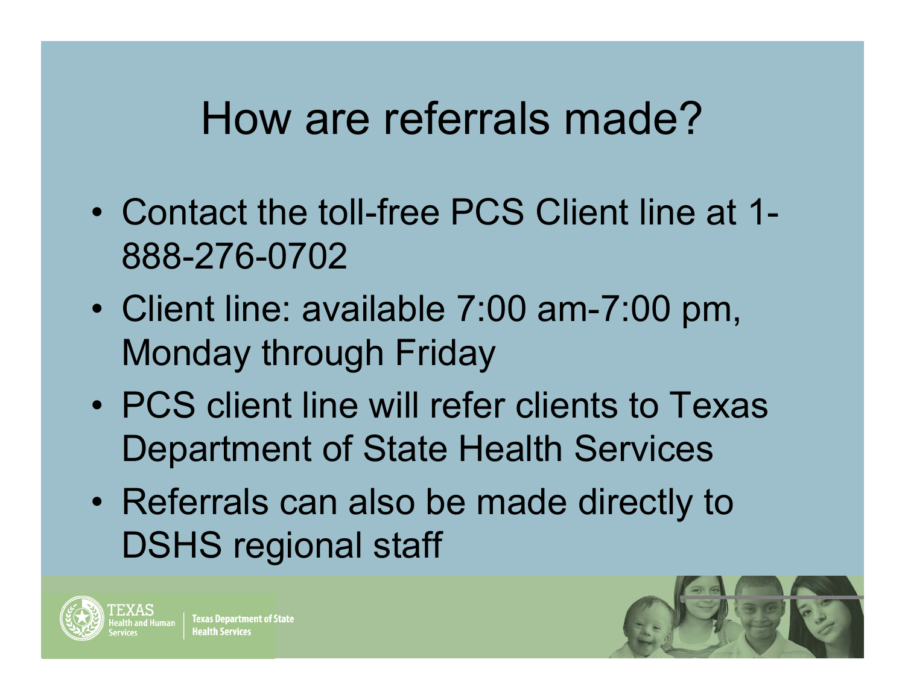# How are referrals made?

- Contact the toll-free PCS Client line at 1-888-276-0702
- Client line: available 7:00 am-7:00 pm, Monday through Friday
- PCS client line will refer clients to Texas Department of State Health Services
- Referrals can also be made directly to DSHS regional staff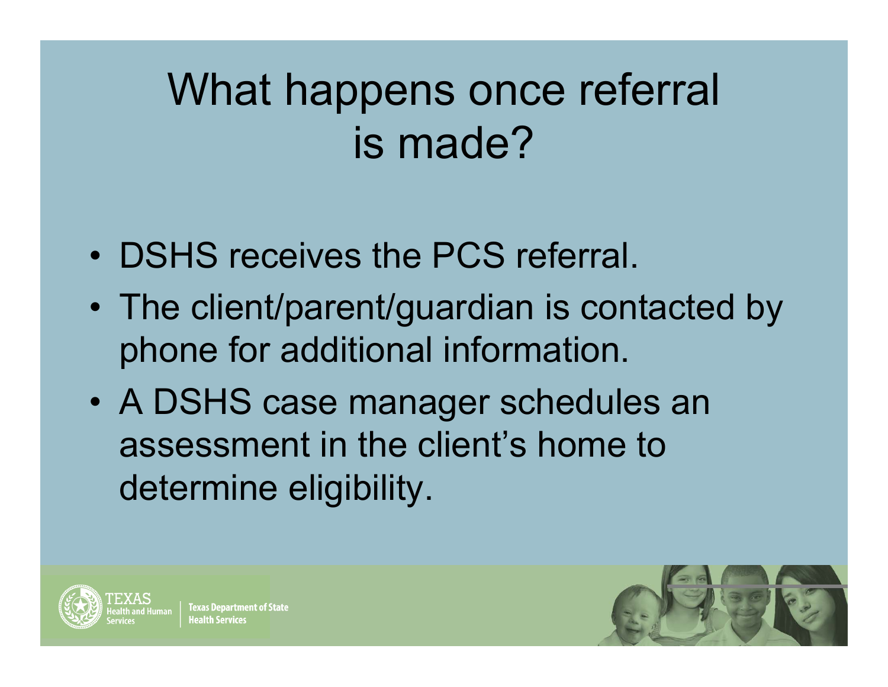# What happens once referral is made?

- DSHS receives the PCS referral.
- The client/parent/guardian is contacted by phone for additional information.
- A DSHS case manager schedules an assessment in the client's home to determine eligibility.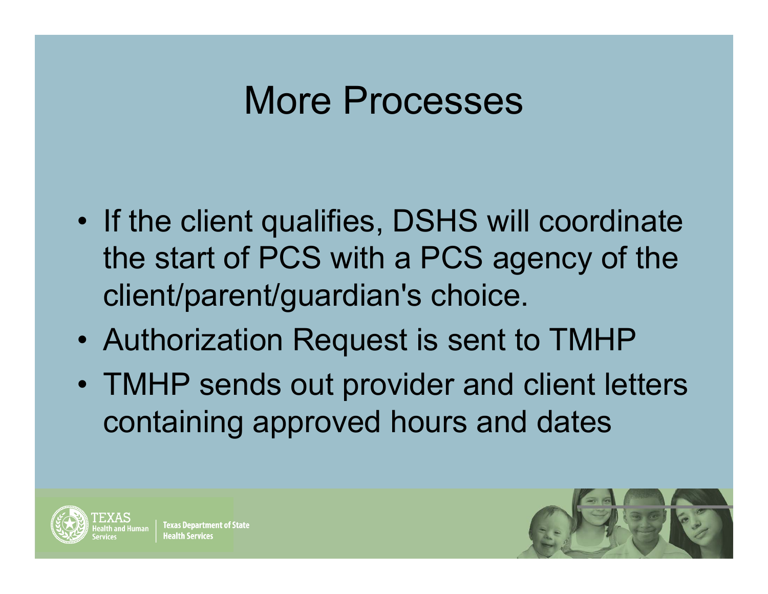# More Processes

- If the client qualifies, DSHS will coordinate the start of PCS with a PCS agency of the client/parent/guardian's choice.
- Authorization Request is sent to TMHP
- TMHP sends out provider and client letters containing approved hours and dates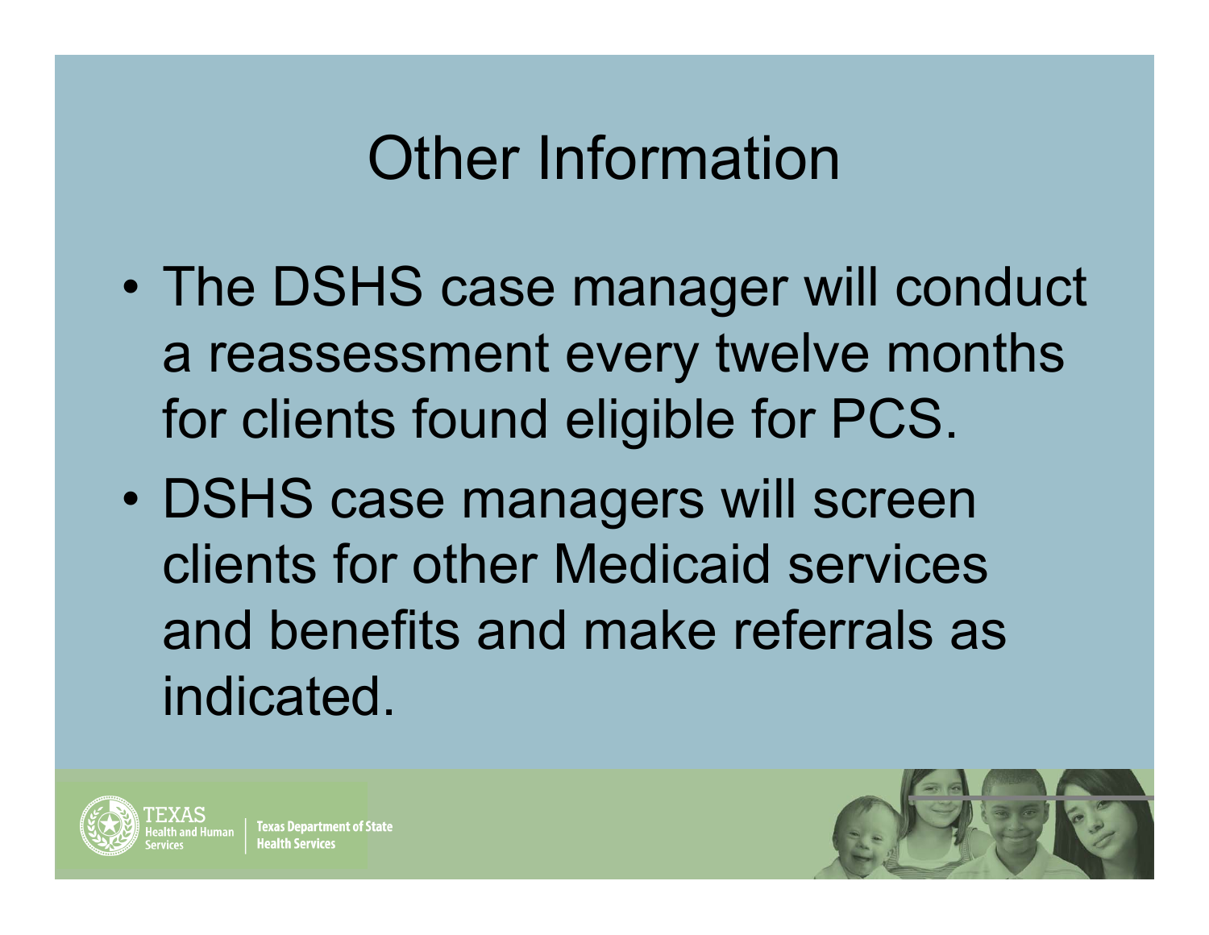# Other Information

- The DSHS case manager will conduct a reassessment every twelve months for clients found eligible for PCS.
- DSHS case managers will screen clients for other Medicaid services and benefits and make referrals as indicated.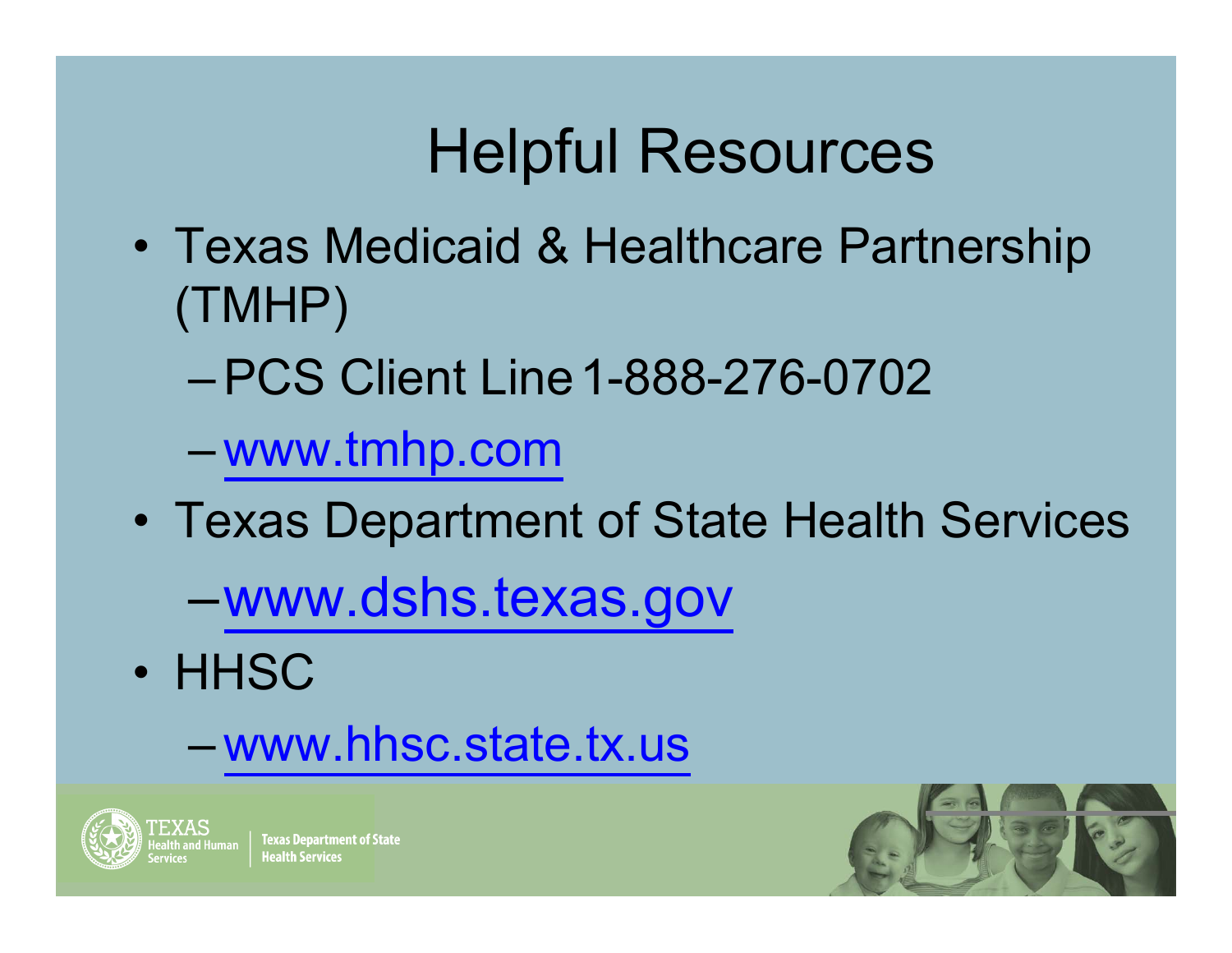# Helpful Resources

- Texas Medicaid & Healthcare Partnership (TMHP)
  - PCS Client Line 1-888-276-0702
  - www.tmhp.com
- Texas Department of State Health Services
  - www.dshs.texas.gov
- HHSC
  - www.hhsc.state.tx.us